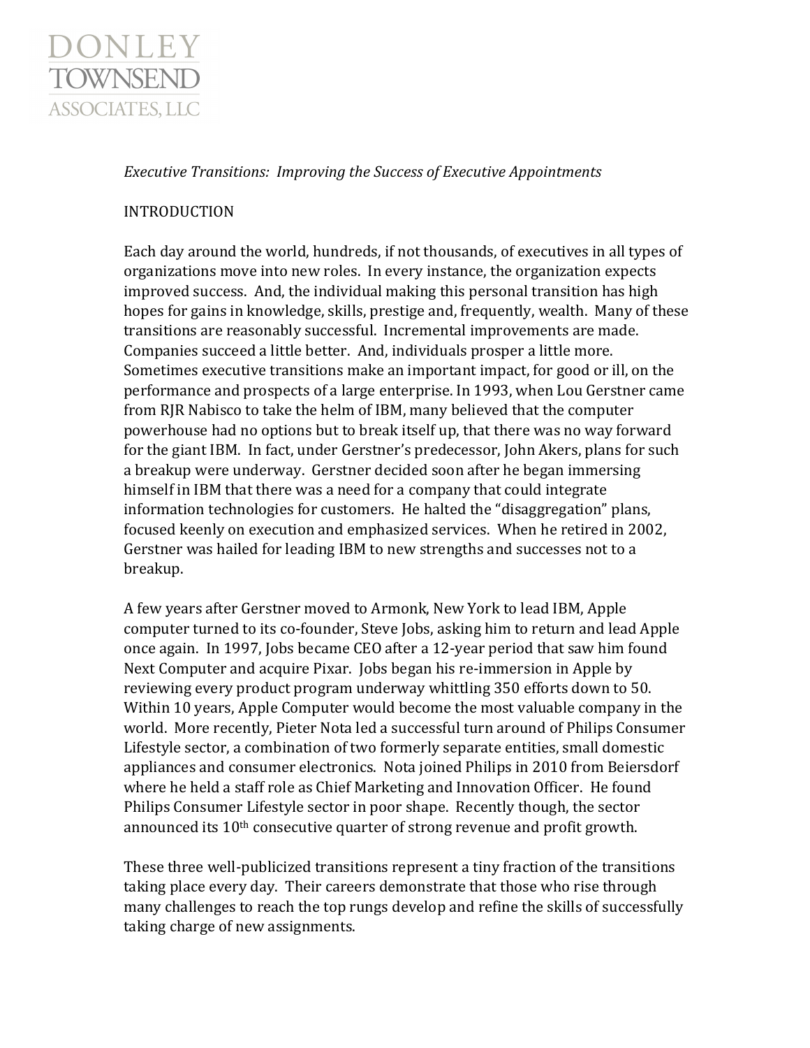DONLEY
TOWNSEND
ASSOCIATES, LLC

*Executive Transitions: Improving the Success of Executive Appointments*

INTRODUCTION

Each day around the world, hundreds, if not thousands, of executives in all types of organizations move into new roles. In every instance, the organization expects improved success. And, the individual making this personal transition has high hopes for gains in knowledge, skills, prestige and, frequently, wealth. Many of these transitions are reasonably successful. Incremental improvements are made. Companies succeed a little better. And, individuals prosper a little more. Sometimes executive transitions make an important impact, for good or ill, on the performance and prospects of a large enterprise. In 1993, when Lou Gerstner came from RJR Nabisco to take the helm of IBM, many believed that the computer powerhouse had no options but to break itself up, that there was no way forward for the giant IBM. In fact, under Gerstner's predecessor, John Akers, plans for such a breakup were underway. Gerstner decided soon after he began immersing himself in IBM that there was a need for a company that could integrate information technologies for customers. He halted the "disaggregation" plans, focused keenly on execution and emphasized services. When he retired in 2002, Gerstner was hailed for leading IBM to new strengths and successes not to a breakup.

A few years after Gerstner moved to Armonk, New York to lead IBM, Apple computer turned to its co-founder, Steve Jobs, asking him to return and lead Apple once again. In 1997, Jobs became CEO after a 12-year period that saw him found Next Computer and acquire Pixar. Jobs began his re-immersion in Apple by reviewing every product program underway whittling 350 efforts down to 50. Within 10 years, Apple Computer would become the most valuable company in the world. More recently, Pieter Nota led a successful turn around of Philips Consumer Lifestyle sector, a combination of two formerly separate entities, small domestic appliances and consumer electronics. Nota joined Philips in 2010 from Beiersdorf where he held a staff role as Chief Marketing and Innovation Officer. He found Philips Consumer Lifestyle sector in poor shape. Recently though, the sector announced its 10th consecutive quarter of strong revenue and profit growth.

These three well-publicized transitions represent a tiny fraction of the transitions taking place every day. Their careers demonstrate that those who rise through many challenges to reach the top rungs develop and refine the skills of successfully taking charge of new assignments.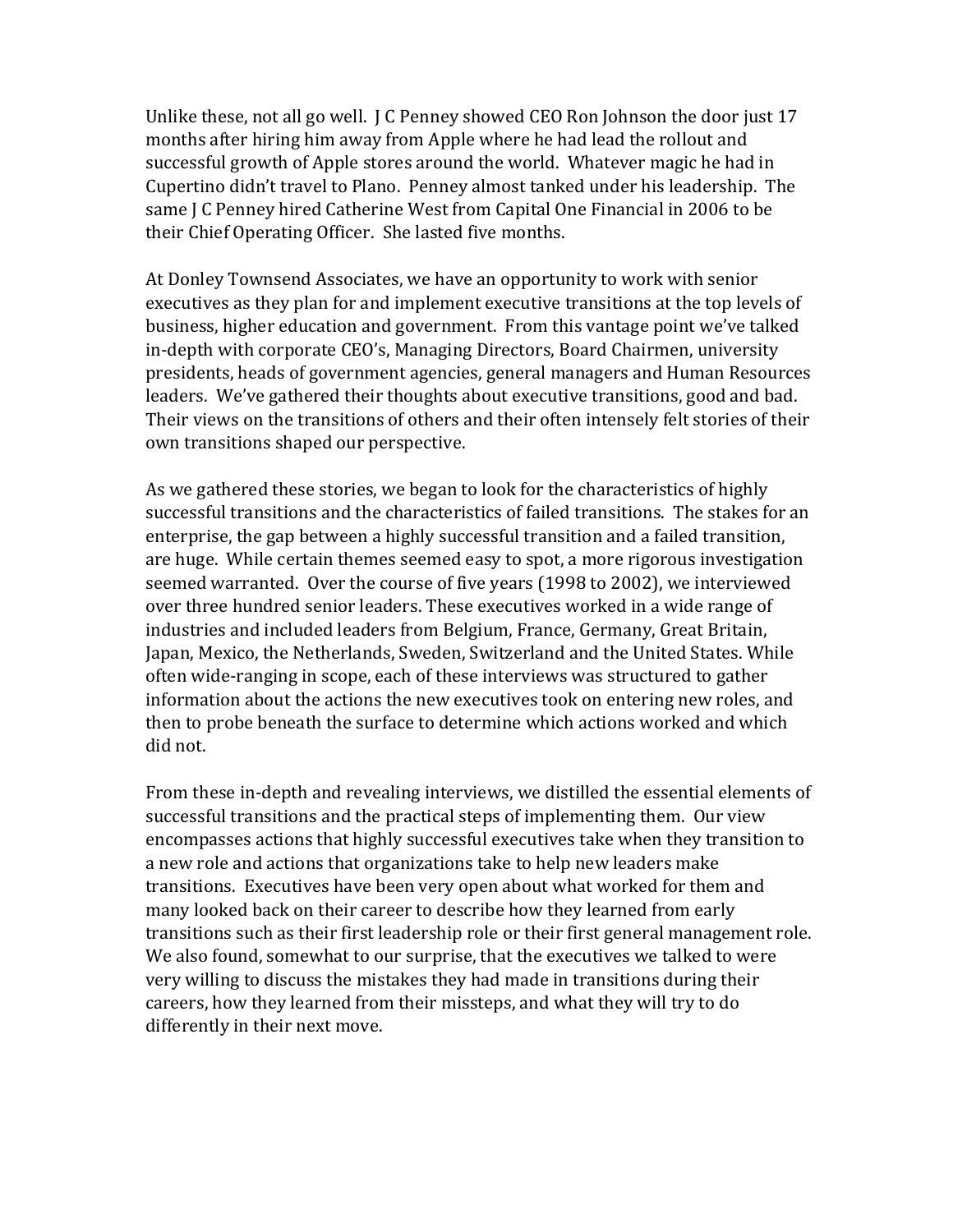Unlike these, not all go well. J C Penney showed CEO Ron Johnson the door just 17 months after hiring him away from Apple where he had lead the rollout and successful growth of Apple stores around the world. Whatever magic he had in Cupertino didn't travel to Plano. Penney almost tanked under his leadership. The same J C Penney hired Catherine West from Capital One Financial in 2006 to be their Chief Operating Officer. She lasted five months.

At Donley Townsend Associates, we have an opportunity to work with senior executives as they plan for and implement executive transitions at the top levels of business, higher education and government. From this vantage point we've talked in-depth with corporate CEO's, Managing Directors, Board Chairmen, university presidents, heads of government agencies, general managers and Human Resources leaders. We've gathered their thoughts about executive transitions, good and bad. Their views on the transitions of others and their often intensely felt stories of their own transitions shaped our perspective.

As we gathered these stories, we began to look for the characteristics of highly successful transitions and the characteristics of failed transitions. The stakes for an enterprise, the gap between a highly successful transition and a failed transition, are huge. While certain themes seemed easy to spot, a more rigorous investigation seemed warranted. Over the course of five years (1998 to 2002), we interviewed over three hundred senior leaders. These executives worked in a wide range of industries and included leaders from Belgium, France, Germany, Great Britain, Japan, Mexico, the Netherlands, Sweden, Switzerland and the United States. While often wide-ranging in scope, each of these interviews was structured to gather information about the actions the new executives took on entering new roles, and then to probe beneath the surface to determine which actions worked and which did not.

From these in-depth and revealing interviews, we distilled the essential elements of successful transitions and the practical steps of implementing them. Our view encompasses actions that highly successful executives take when they transition to a new role and actions that organizations take to help new leaders make transitions. Executives have been very open about what worked for them and many looked back on their career to describe how they learned from early transitions such as their first leadership role or their first general management role. We also found, somewhat to our surprise, that the executives we talked to were very willing to discuss the mistakes they had made in transitions during their careers, how they learned from their missteps, and what they will try to do differently in their next move.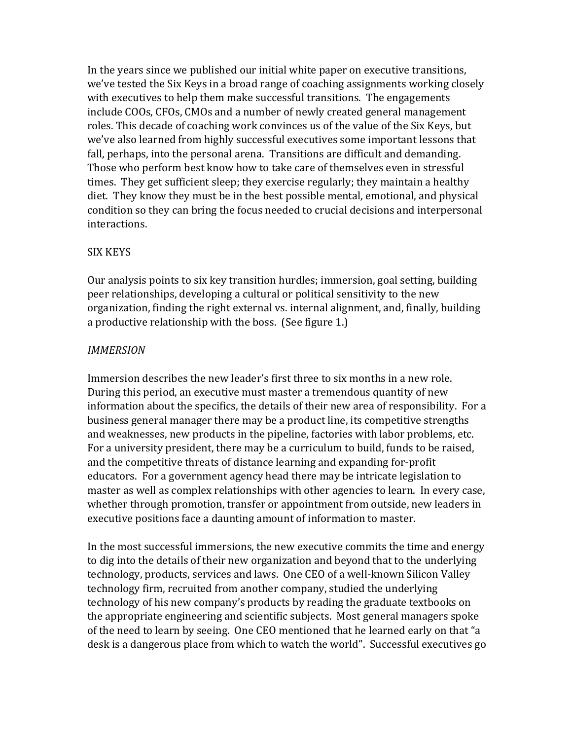In the years since we published our initial white paper on executive transitions, we've tested the Six Keys in a broad range of coaching assignments working closely with executives to help them make successful transitions. The engagements include COOs, CFOs, CMOs and a number of newly created general management roles. This decade of coaching work convinces us of the value of the Six Keys, but we've also learned from highly successful executives some important lessons that fall, perhaps, into the personal arena. Transitions are difficult and demanding. Those who perform best know how to take care of themselves even in stressful times. They get sufficient sleep; they exercise regularly; they maintain a healthy diet. They know they must be in the best possible mental, emotional, and physical condition so they can bring the focus needed to crucial decisions and interpersonal interactions.

## SIX KEYS

Our analysis points to six key transition hurdles; immersion, goal setting, building peer relationships, developing a cultural or political sensitivity to the new organization, finding the right external vs. internal alignment, and, finally, building a productive relationship with the boss. (See figure 1.)

### *IMMERSION*

Immersion describes the new leader's first three to six months in a new role. During this period, an executive must master a tremendous quantity of new information about the specifics, the details of their new area of responsibility. For a business general manager there may be a product line, its competitive strengths and weaknesses, new products in the pipeline, factories with labor problems, etc. For a university president, there may be a curriculum to build, funds to be raised, and the competitive threats of distance learning and expanding for-profit educators. For a government agency head there may be intricate legislation to master as well as complex relationships with other agencies to learn. In every case, whether through promotion, transfer or appointment from outside, new leaders in executive positions face a daunting amount of information to master.

In the most successful immersions, the new executive commits the time and energy to dig into the details of their new organization and beyond that to the underlying technology, products, services and laws. One CEO of a well-known Silicon Valley technology firm, recruited from another company, studied the underlying technology of his new company's products by reading the graduate textbooks on the appropriate engineering and scientific subjects. Most general managers spoke of the need to learn by seeing. One CEO mentioned that he learned early on that "a desk is a dangerous place from which to watch the world". Successful executives go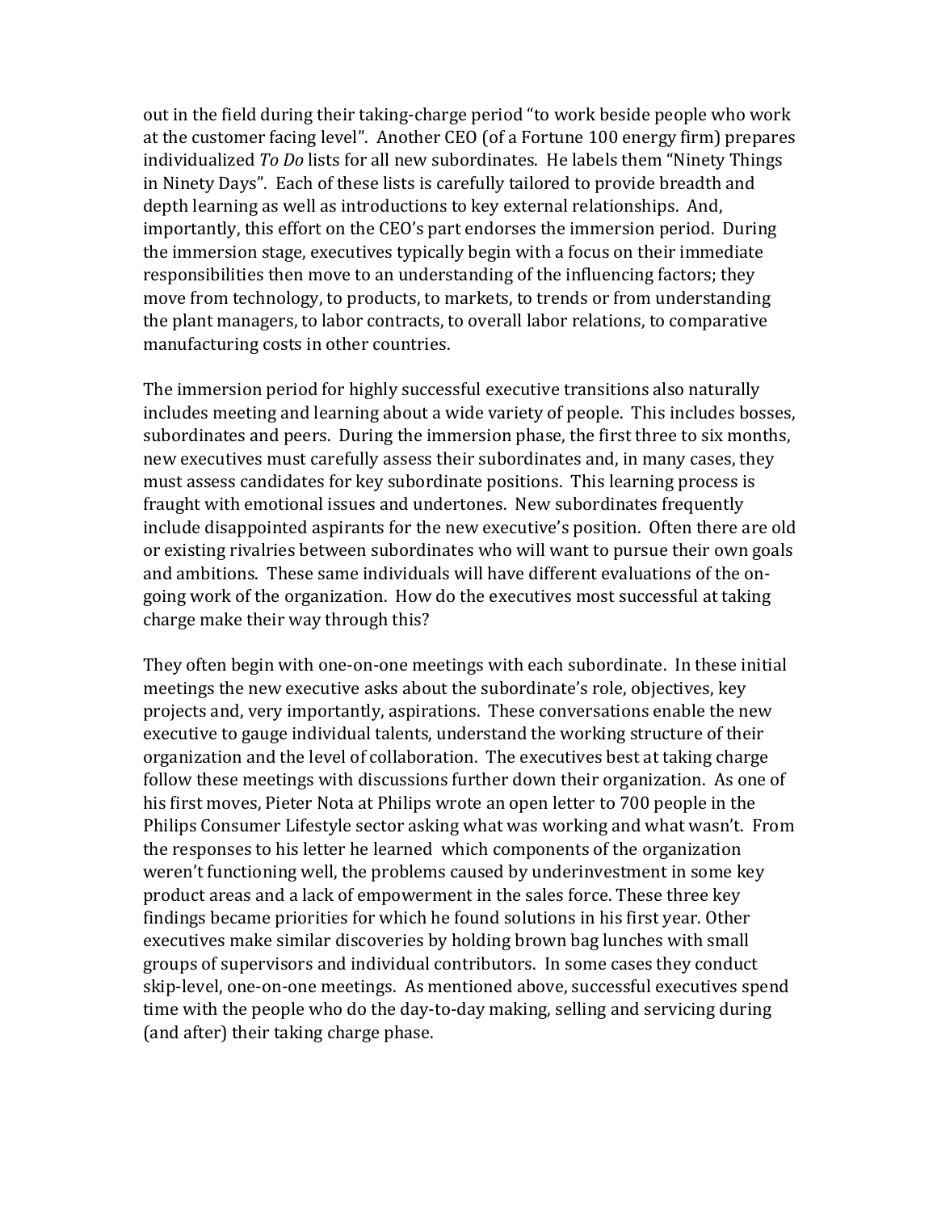out in the field during their taking-charge period "to work beside people who work at the customer facing level". Another CEO (of a Fortune 100 energy firm) prepares individualized *To Do* lists for all new subordinates. He labels them "Ninety Things in Ninety Days". Each of these lists is carefully tailored to provide breadth and depth learning as well as introductions to key external relationships. And, importantly, this effort on the CEO's part endorses the immersion period. During the immersion stage, executives typically begin with a focus on their immediate responsibilities then move to an understanding of the influencing factors; they move from technology, to products, to markets, to trends or from understanding the plant managers, to labor contracts, to overall labor relations, to comparative manufacturing costs in other countries.

The immersion period for highly successful executive transitions also naturally includes meeting and learning about a wide variety of people. This includes bosses, subordinates and peers. During the immersion phase, the first three to six months, new executives must carefully assess their subordinates and, in many cases, they must assess candidates for key subordinate positions. This learning process is fraught with emotional issues and undertones. New subordinates frequently include disappointed aspirants for the new executive's position. Often there are old or existing rivalries between subordinates who will want to pursue their own goals and ambitions. These same individuals will have different evaluations of the on-going work of the organization. How do the executives most successful at taking charge make their way through this?

They often begin with one-on-one meetings with each subordinate. In these initial meetings the new executive asks about the subordinate's role, objectives, key projects and, very importantly, aspirations. These conversations enable the new executive to gauge individual talents, understand the working structure of their organization and the level of collaboration. The executives best at taking charge follow these meetings with discussions further down their organization. As one of his first moves, Pieter Nota at Philips wrote an open letter to 700 people in the Philips Consumer Lifestyle sector asking what was working and what wasn't. From the responses to his letter he learned which components of the organization weren't functioning well, the problems caused by underinvestment in some key product areas and a lack of empowerment in the sales force. These three key findings became priorities for which he found solutions in his first year. Other executives make similar discoveries by holding brown bag lunches with small groups of supervisors and individual contributors. In some cases they conduct skip-level, one-on-one meetings. As mentioned above, successful executives spend time with the people who do the day-to-day making, selling and servicing during (and after) their taking charge phase.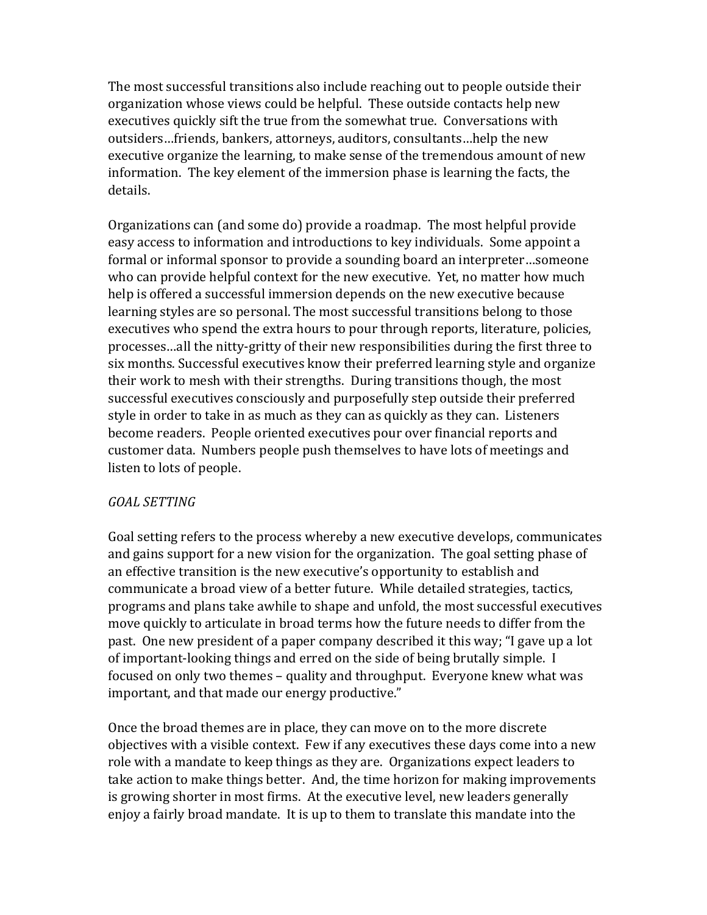The most successful transitions also include reaching out to people outside their organization whose views could be helpful. These outside contacts help new executives quickly sift the true from the somewhat true. Conversations with outsiders…friends, bankers, attorneys, auditors, consultants…help the new executive organize the learning, to make sense of the tremendous amount of new information. The key element of the immersion phase is learning the facts, the details.

Organizations can (and some do) provide a roadmap. The most helpful provide easy access to information and introductions to key individuals. Some appoint a formal or informal sponsor to provide a sounding board an interpreter…someone who can provide helpful context for the new executive. Yet, no matter how much help is offered a successful immersion depends on the new executive because learning styles are so personal. The most successful transitions belong to those executives who spend the extra hours to pour through reports, literature, policies, processes…all the nitty-gritty of their new responsibilities during the first three to six months. Successful executives know their preferred learning style and organize their work to mesh with their strengths. During transitions though, the most successful executives consciously and purposefully step outside their preferred style in order to take in as much as they can as quickly as they can. Listeners become readers. People oriented executives pour over financial reports and customer data. Numbers people push themselves to have lots of meetings and listen to lots of people.

*GOAL SETTING*

Goal setting refers to the process whereby a new executive develops, communicates and gains support for a new vision for the organization. The goal setting phase of an effective transition is the new executive's opportunity to establish and communicate a broad view of a better future. While detailed strategies, tactics, programs and plans take awhile to shape and unfold, the most successful executives move quickly to articulate in broad terms how the future needs to differ from the past. One new president of a paper company described it this way; "I gave up a lot of important-looking things and erred on the side of being brutally simple. I focused on only two themes – quality and throughput. Everyone knew what was important, and that made our energy productive."

Once the broad themes are in place, they can move on to the more discrete objectives with a visible context. Few if any executives these days come into a new role with a mandate to keep things as they are. Organizations expect leaders to take action to make things better. And, the time horizon for making improvements is growing shorter in most firms. At the executive level, new leaders generally enjoy a fairly broad mandate. It is up to them to translate this mandate into the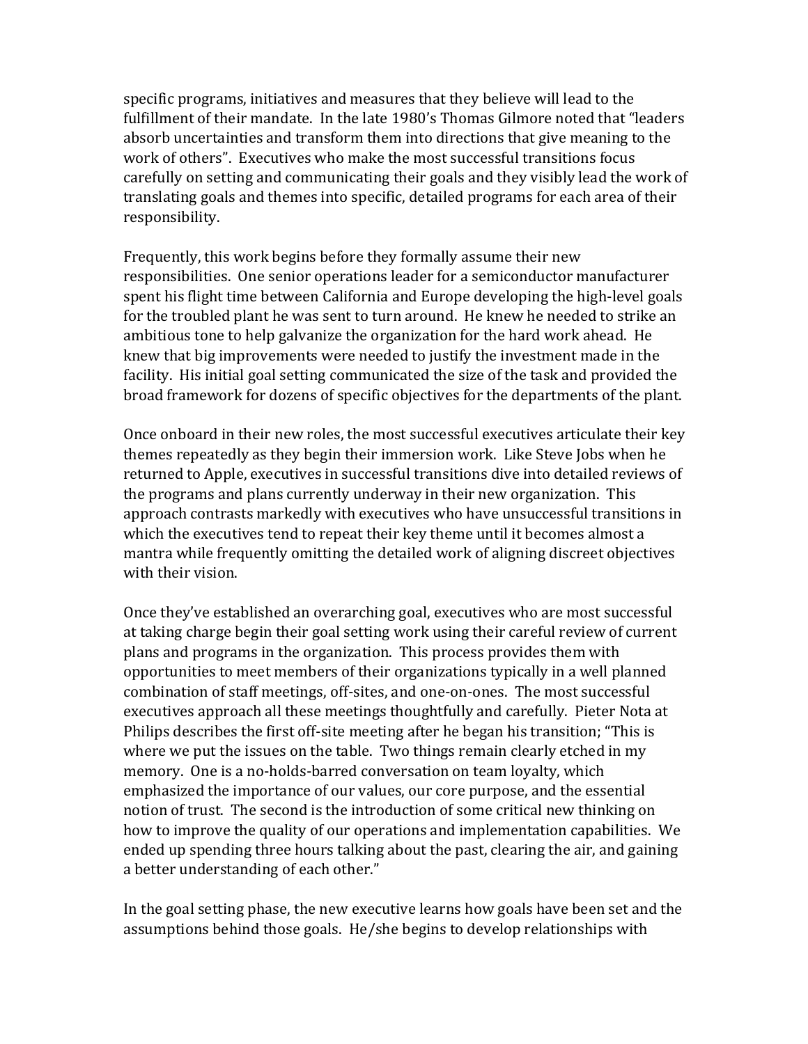specific programs, initiatives and measures that they believe will lead to the fulfillment of their mandate. In the late 1980's Thomas Gilmore noted that "leaders absorb uncertainties and transform them into directions that give meaning to the work of others". Executives who make the most successful transitions focus carefully on setting and communicating their goals and they visibly lead the work of translating goals and themes into specific, detailed programs for each area of their responsibility.

Frequently, this work begins before they formally assume their new responsibilities. One senior operations leader for a semiconductor manufacturer spent his flight time between California and Europe developing the high-level goals for the troubled plant he was sent to turn around. He knew he needed to strike an ambitious tone to help galvanize the organization for the hard work ahead. He knew that big improvements were needed to justify the investment made in the facility. His initial goal setting communicated the size of the task and provided the broad framework for dozens of specific objectives for the departments of the plant.

Once onboard in their new roles, the most successful executives articulate their key themes repeatedly as they begin their immersion work. Like Steve Jobs when he returned to Apple, executives in successful transitions dive into detailed reviews of the programs and plans currently underway in their new organization. This approach contrasts markedly with executives who have unsuccessful transitions in which the executives tend to repeat their key theme until it becomes almost a mantra while frequently omitting the detailed work of aligning discreet objectives with their vision.

Once they've established an overarching goal, executives who are most successful at taking charge begin their goal setting work using their careful review of current plans and programs in the organization. This process provides them with opportunities to meet members of their organizations typically in a well planned combination of staff meetings, off-sites, and one-on-ones. The most successful executives approach all these meetings thoughtfully and carefully. Pieter Nota at Philips describes the first off-site meeting after he began his transition; "This is where we put the issues on the table. Two things remain clearly etched in my memory. One is a no-holds-barred conversation on team loyalty, which emphasized the importance of our values, our core purpose, and the essential notion of trust. The second is the introduction of some critical new thinking on how to improve the quality of our operations and implementation capabilities. We ended up spending three hours talking about the past, clearing the air, and gaining a better understanding of each other."

In the goal setting phase, the new executive learns how goals have been set and the assumptions behind those goals. He/she begins to develop relationships with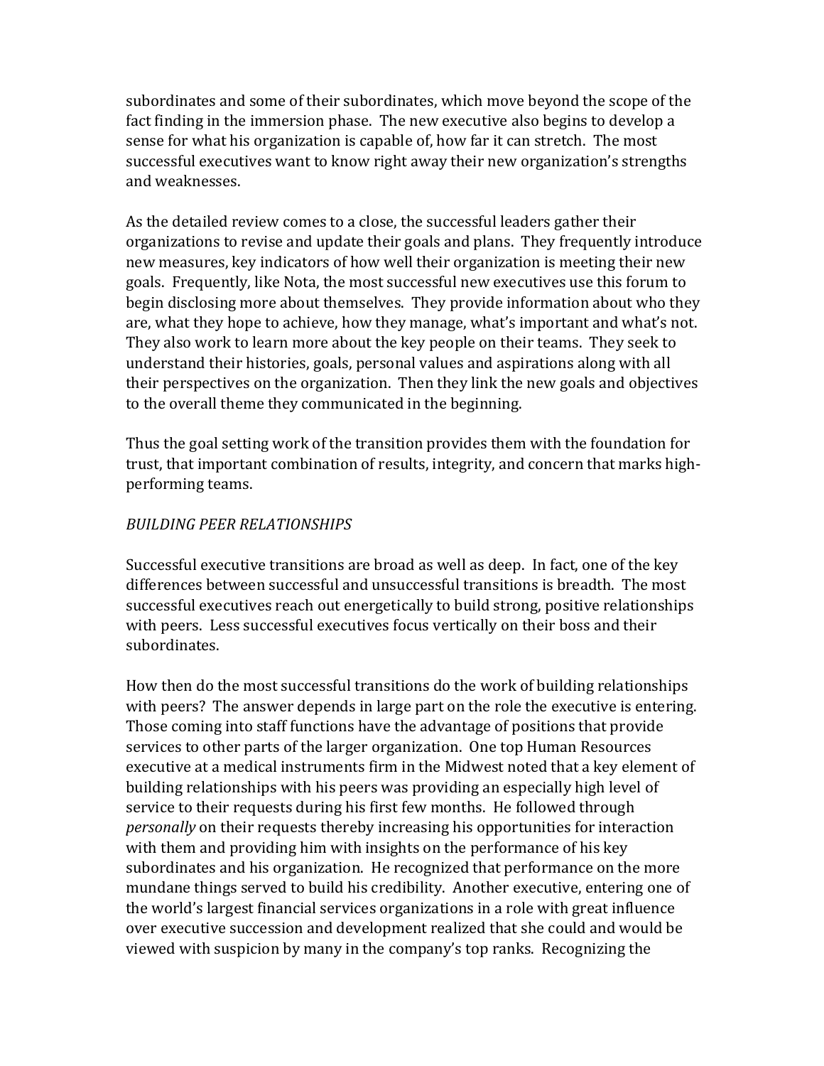subordinates and some of their subordinates, which move beyond the scope of the fact finding in the immersion phase. The new executive also begins to develop a sense for what his organization is capable of, how far it can stretch. The most successful executives want to know right away their new organization's strengths and weaknesses.

As the detailed review comes to a close, the successful leaders gather their organizations to revise and update their goals and plans. They frequently introduce new measures, key indicators of how well their organization is meeting their new goals. Frequently, like Nota, the most successful new executives use this forum to begin disclosing more about themselves. They provide information about who they are, what they hope to achieve, how they manage, what's important and what's not. They also work to learn more about the key people on their teams. They seek to understand their histories, goals, personal values and aspirations along with all their perspectives on the organization. Then they link the new goals and objectives to the overall theme they communicated in the beginning.

Thus the goal setting work of the transition provides them with the foundation for trust, that important combination of results, integrity, and concern that marks high-performing teams.

*BUILDING PEER RELATIONSHIPS*

Successful executive transitions are broad as well as deep. In fact, one of the key differences between successful and unsuccessful transitions is breadth. The most successful executives reach out energetically to build strong, positive relationships with peers. Less successful executives focus vertically on their boss and their subordinates.

How then do the most successful transitions do the work of building relationships with peers? The answer depends in large part on the role the executive is entering. Those coming into staff functions have the advantage of positions that provide services to other parts of the larger organization. One top Human Resources executive at a medical instruments firm in the Midwest noted that a key element of building relationships with his peers was providing an especially high level of service to their requests during his first few months. He followed through *personally* on their requests thereby increasing his opportunities for interaction with them and providing him with insights on the performance of his key subordinates and his organization. He recognized that performance on the more mundane things served to build his credibility. Another executive, entering one of the world's largest financial services organizations in a role with great influence over executive succession and development realized that she could and would be viewed with suspicion by many in the company's top ranks. Recognizing the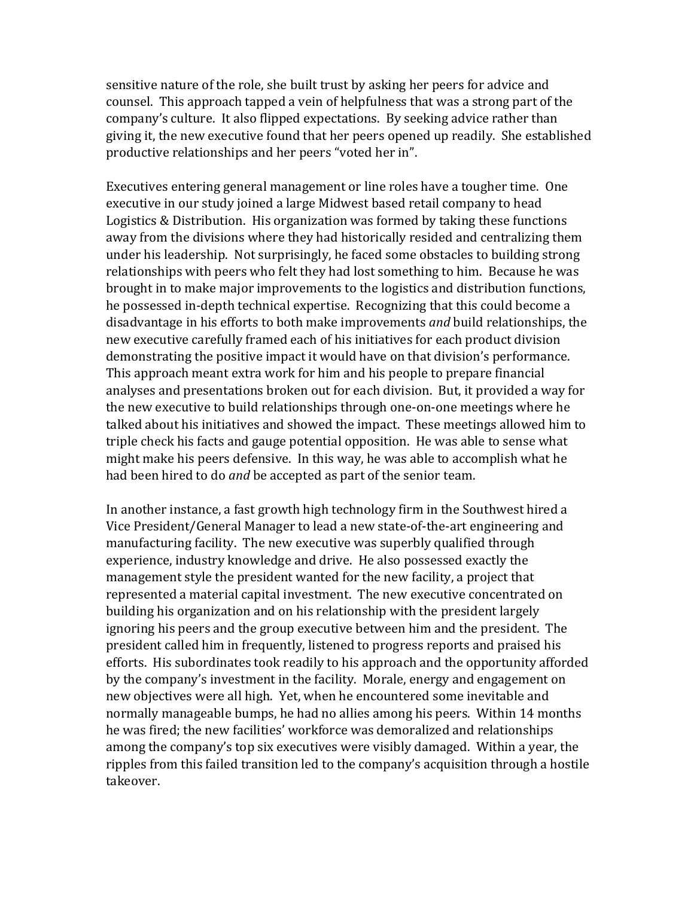sensitive nature of the role, she built trust by asking her peers for advice and counsel. This approach tapped a vein of helpfulness that was a strong part of the company's culture. It also flipped expectations. By seeking advice rather than giving it, the new executive found that her peers opened up readily. She established productive relationships and her peers "voted her in".

Executives entering general management or line roles have a tougher time. One executive in our study joined a large Midwest based retail company to head Logistics & Distribution. His organization was formed by taking these functions away from the divisions where they had historically resided and centralizing them under his leadership. Not surprisingly, he faced some obstacles to building strong relationships with peers who felt they had lost something to him. Because he was brought in to make major improvements to the logistics and distribution functions, he possessed in-depth technical expertise. Recognizing that this could become a disadvantage in his efforts to both make improvements *and* build relationships, the new executive carefully framed each of his initiatives for each product division demonstrating the positive impact it would have on that division's performance. This approach meant extra work for him and his people to prepare financial analyses and presentations broken out for each division. But, it provided a way for the new executive to build relationships through one-on-one meetings where he talked about his initiatives and showed the impact. These meetings allowed him to triple check his facts and gauge potential opposition. He was able to sense what might make his peers defensive. In this way, he was able to accomplish what he had been hired to do *and* be accepted as part of the senior team.

In another instance, a fast growth high technology firm in the Southwest hired a Vice President/General Manager to lead a new state-of-the-art engineering and manufacturing facility. The new executive was superbly qualified through experience, industry knowledge and drive. He also possessed exactly the management style the president wanted for the new facility, a project that represented a material capital investment. The new executive concentrated on building his organization and on his relationship with the president largely ignoring his peers and the group executive between him and the president. The president called him in frequently, listened to progress reports and praised his efforts. His subordinates took readily to his approach and the opportunity afforded by the company's investment in the facility. Morale, energy and engagement on new objectives were all high. Yet, when he encountered some inevitable and normally manageable bumps, he had no allies among his peers. Within 14 months he was fired; the new facilities' workforce was demoralized and relationships among the company's top six executives were visibly damaged. Within a year, the ripples from this failed transition led to the company's acquisition through a hostile takeover.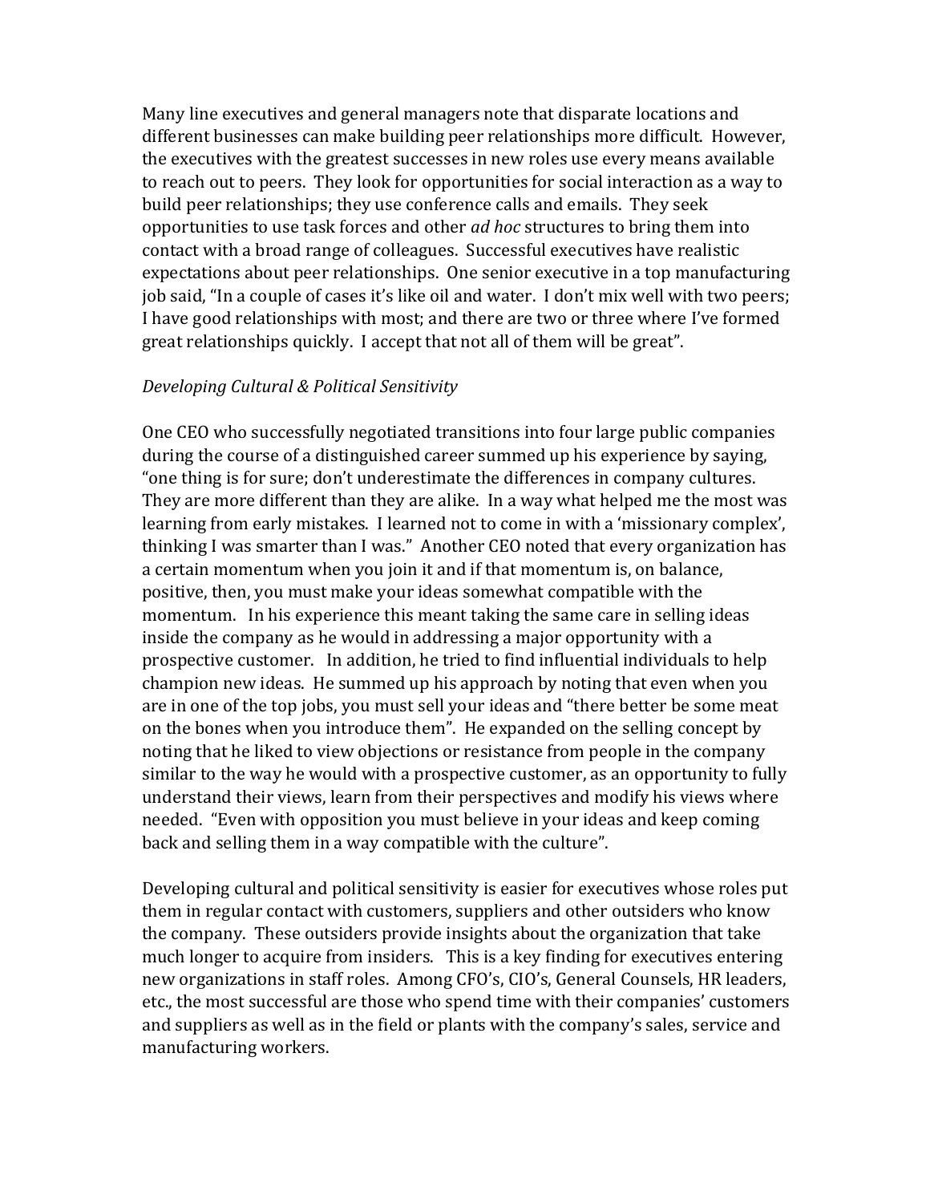Many line executives and general managers note that disparate locations and different businesses can make building peer relationships more difficult. However, the executives with the greatest successes in new roles use every means available to reach out to peers. They look for opportunities for social interaction as a way to build peer relationships; they use conference calls and emails. They seek opportunities to use task forces and other *ad hoc* structures to bring them into contact with a broad range of colleagues. Successful executives have realistic expectations about peer relationships. One senior executive in a top manufacturing job said, "In a couple of cases it's like oil and water. I don't mix well with two peers; I have good relationships with most; and there are two or three where I've formed great relationships quickly. I accept that not all of them will be great".

*Developing Cultural & Political Sensitivity*

One CEO who successfully negotiated transitions into four large public companies during the course of a distinguished career summed up his experience by saying, "one thing is for sure; don't underestimate the differences in company cultures. They are more different than they are alike. In a way what helped me the most was learning from early mistakes. I learned not to come in with a 'missionary complex', thinking I was smarter than I was." Another CEO noted that every organization has a certain momentum when you join it and if that momentum is, on balance, positive, then, you must make your ideas somewhat compatible with the momentum. In his experience this meant taking the same care in selling ideas inside the company as he would in addressing a major opportunity with a prospective customer. In addition, he tried to find influential individuals to help champion new ideas. He summed up his approach by noting that even when you are in one of the top jobs, you must sell your ideas and "there better be some meat on the bones when you introduce them". He expanded on the selling concept by noting that he liked to view objections or resistance from people in the company similar to the way he would with a prospective customer, as an opportunity to fully understand their views, learn from their perspectives and modify his views where needed. "Even with opposition you must believe in your ideas and keep coming back and selling them in a way compatible with the culture".

Developing cultural and political sensitivity is easier for executives whose roles put them in regular contact with customers, suppliers and other outsiders who know the company. These outsiders provide insights about the organization that take much longer to acquire from insiders. This is a key finding for executives entering new organizations in staff roles. Among CFO's, CIO's, General Counsels, HR leaders, etc., the most successful are those who spend time with their companies' customers and suppliers as well as in the field or plants with the company's sales, service and manufacturing workers.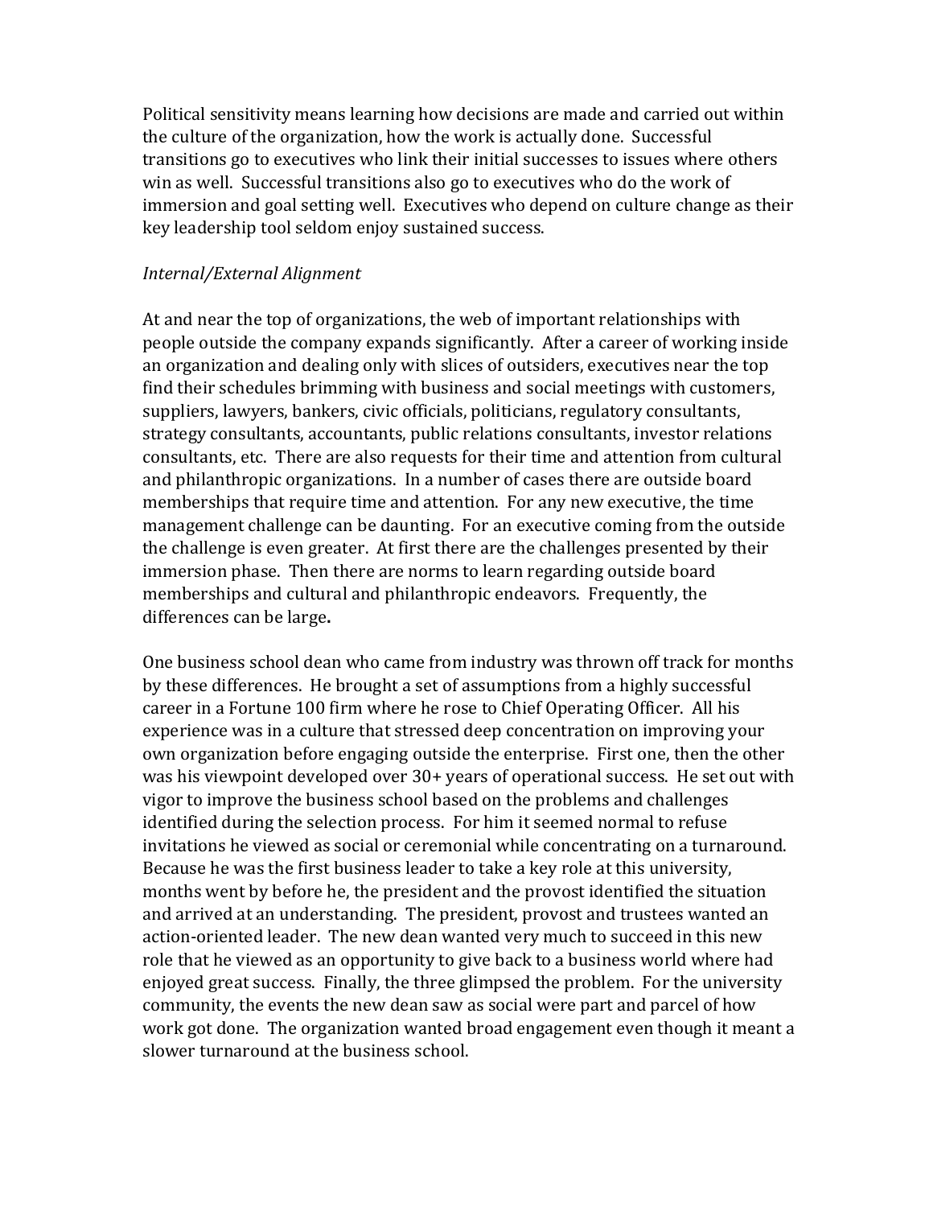Political sensitivity means learning how decisions are made and carried out within the culture of the organization, how the work is actually done. Successful transitions go to executives who link their initial successes to issues where others win as well. Successful transitions also go to executives who do the work of immersion and goal setting well. Executives who depend on culture change as their key leadership tool seldom enjoy sustained success.

*Internal/External Alignment*

At and near the top of organizations, the web of important relationships with people outside the company expands significantly. After a career of working inside an organization and dealing only with slices of outsiders, executives near the top find their schedules brimming with business and social meetings with customers, suppliers, lawyers, bankers, civic officials, politicians, regulatory consultants, strategy consultants, accountants, public relations consultants, investor relations consultants, etc. There are also requests for their time and attention from cultural and philanthropic organizations. In a number of cases there are outside board memberships that require time and attention. For any new executive, the time management challenge can be daunting. For an executive coming from the outside the challenge is even greater. At first there are the challenges presented by their immersion phase. Then there are norms to learn regarding outside board memberships and cultural and philanthropic endeavors. Frequently, the differences can be large**.**

One business school dean who came from industry was thrown off track for months by these differences. He brought a set of assumptions from a highly successful career in a Fortune 100 firm where he rose to Chief Operating Officer. All his experience was in a culture that stressed deep concentration on improving your own organization before engaging outside the enterprise. First one, then the other was his viewpoint developed over 30+ years of operational success. He set out with vigor to improve the business school based on the problems and challenges identified during the selection process. For him it seemed normal to refuse invitations he viewed as social or ceremonial while concentrating on a turnaround. Because he was the first business leader to take a key role at this university, months went by before he, the president and the provost identified the situation and arrived at an understanding. The president, provost and trustees wanted an action-oriented leader. The new dean wanted very much to succeed in this new role that he viewed as an opportunity to give back to a business world where had enjoyed great success. Finally, the three glimpsed the problem. For the university community, the events the new dean saw as social were part and parcel of how work got done. The organization wanted broad engagement even though it meant a slower turnaround at the business school.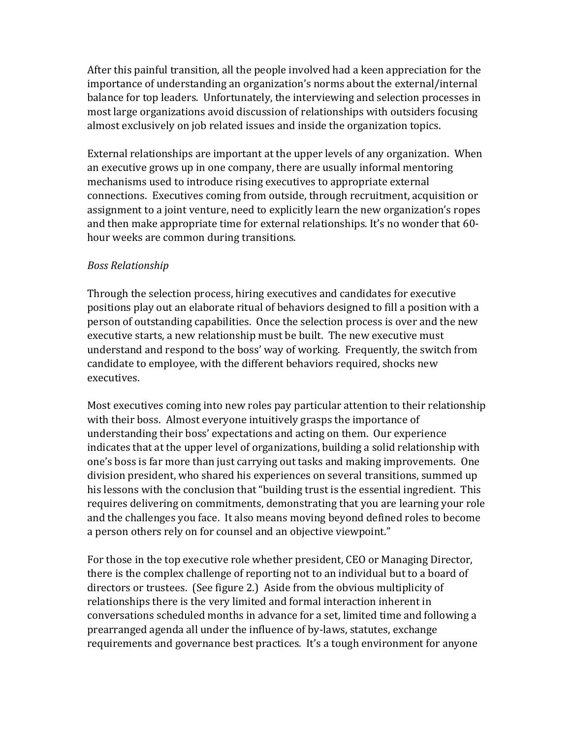After this painful transition, all the people involved had a keen appreciation for the importance of understanding an organization's norms about the external/internal balance for top leaders. Unfortunately, the interviewing and selection processes in most large organizations avoid discussion of relationships with outsiders focusing almost exclusively on job related issues and inside the organization topics.

External relationships are important at the upper levels of any organization. When an executive grows up in one company, there are usually informal mentoring mechanisms used to introduce rising executives to appropriate external connections. Executives coming from outside, through recruitment, acquisition or assignment to a joint venture, need to explicitly learn the new organization's ropes and then make appropriate time for external relationships. It's no wonder that 60-hour weeks are common during transitions.

*Boss Relationship*

Through the selection process, hiring executives and candidates for executive positions play out an elaborate ritual of behaviors designed to fill a position with a person of outstanding capabilities. Once the selection process is over and the new executive starts, a new relationship must be built. The new executive must understand and respond to the boss' way of working. Frequently, the switch from candidate to employee, with the different behaviors required, shocks new executives.

Most executives coming into new roles pay particular attention to their relationship with their boss. Almost everyone intuitively grasps the importance of understanding their boss' expectations and acting on them. Our experience indicates that at the upper level of organizations, building a solid relationship with one's boss is far more than just carrying out tasks and making improvements. One division president, who shared his experiences on several transitions, summed up his lessons with the conclusion that "building trust is the essential ingredient. This requires delivering on commitments, demonstrating that you are learning your role and the challenges you face. It also means moving beyond defined roles to become a person others rely on for counsel and an objective viewpoint."

For those in the top executive role whether president, CEO or Managing Director, there is the complex challenge of reporting not to an individual but to a board of directors or trustees. (See figure 2.) Aside from the obvious multiplicity of relationships there is the very limited and formal interaction inherent in conversations scheduled months in advance for a set, limited time and following a prearranged agenda all under the influence of by-laws, statutes, exchange requirements and governance best practices. It's a tough environment for anyone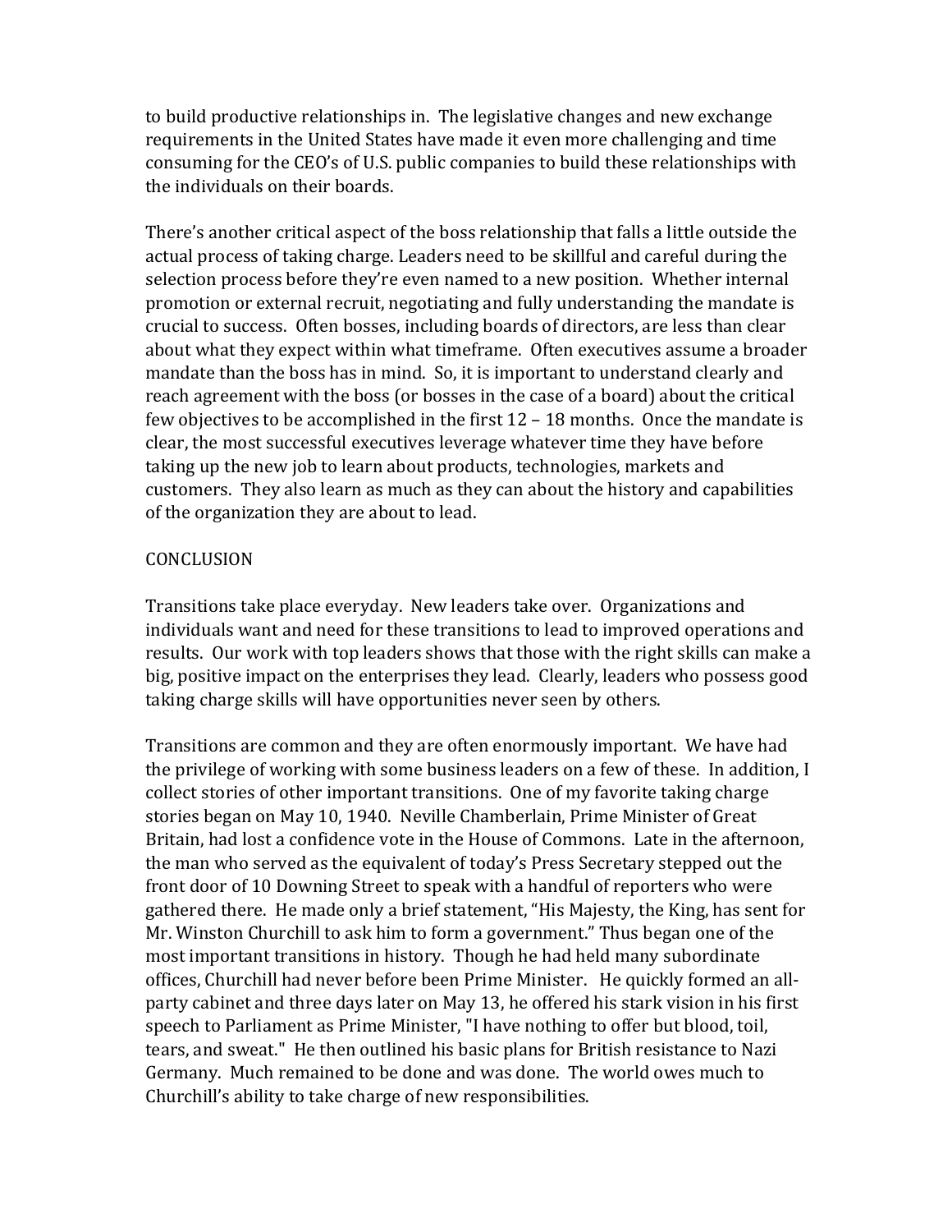to build productive relationships in. The legislative changes and new exchange requirements in the United States have made it even more challenging and time consuming for the CEO's of U.S. public companies to build these relationships with the individuals on their boards.

There's another critical aspect of the boss relationship that falls a little outside the actual process of taking charge. Leaders need to be skillful and careful during the selection process before they're even named to a new position. Whether internal promotion or external recruit, negotiating and fully understanding the mandate is crucial to success. Often bosses, including boards of directors, are less than clear about what they expect within what timeframe. Often executives assume a broader mandate than the boss has in mind. So, it is important to understand clearly and reach agreement with the boss (or bosses in the case of a board) about the critical few objectives to be accomplished in the first 12 – 18 months. Once the mandate is clear, the most successful executives leverage whatever time they have before taking up the new job to learn about products, technologies, markets and customers. They also learn as much as they can about the history and capabilities of the organization they are about to lead.

## CONCLUSION

Transitions take place everyday. New leaders take over. Organizations and individuals want and need for these transitions to lead to improved operations and results. Our work with top leaders shows that those with the right skills can make a big, positive impact on the enterprises they lead. Clearly, leaders who possess good taking charge skills will have opportunities never seen by others.

Transitions are common and they are often enormously important. We have had the privilege of working with some business leaders on a few of these. In addition, I collect stories of other important transitions. One of my favorite taking charge stories began on May 10, 1940. Neville Chamberlain, Prime Minister of Great Britain, had lost a confidence vote in the House of Commons. Late in the afternoon, the man who served as the equivalent of today's Press Secretary stepped out the front door of 10 Downing Street to speak with a handful of reporters who were gathered there. He made only a brief statement, "His Majesty, the King, has sent for Mr. Winston Churchill to ask him to form a government." Thus began one of the most important transitions in history. Though he had held many subordinate offices, Churchill had never before been Prime Minister. He quickly formed an all-party cabinet and three days later on May 13, he offered his stark vision in his first speech to Parliament as Prime Minister, "I have nothing to offer but blood, toil, tears, and sweat." He then outlined his basic plans for British resistance to Nazi Germany. Much remained to be done and was done. The world owes much to Churchill's ability to take charge of new responsibilities.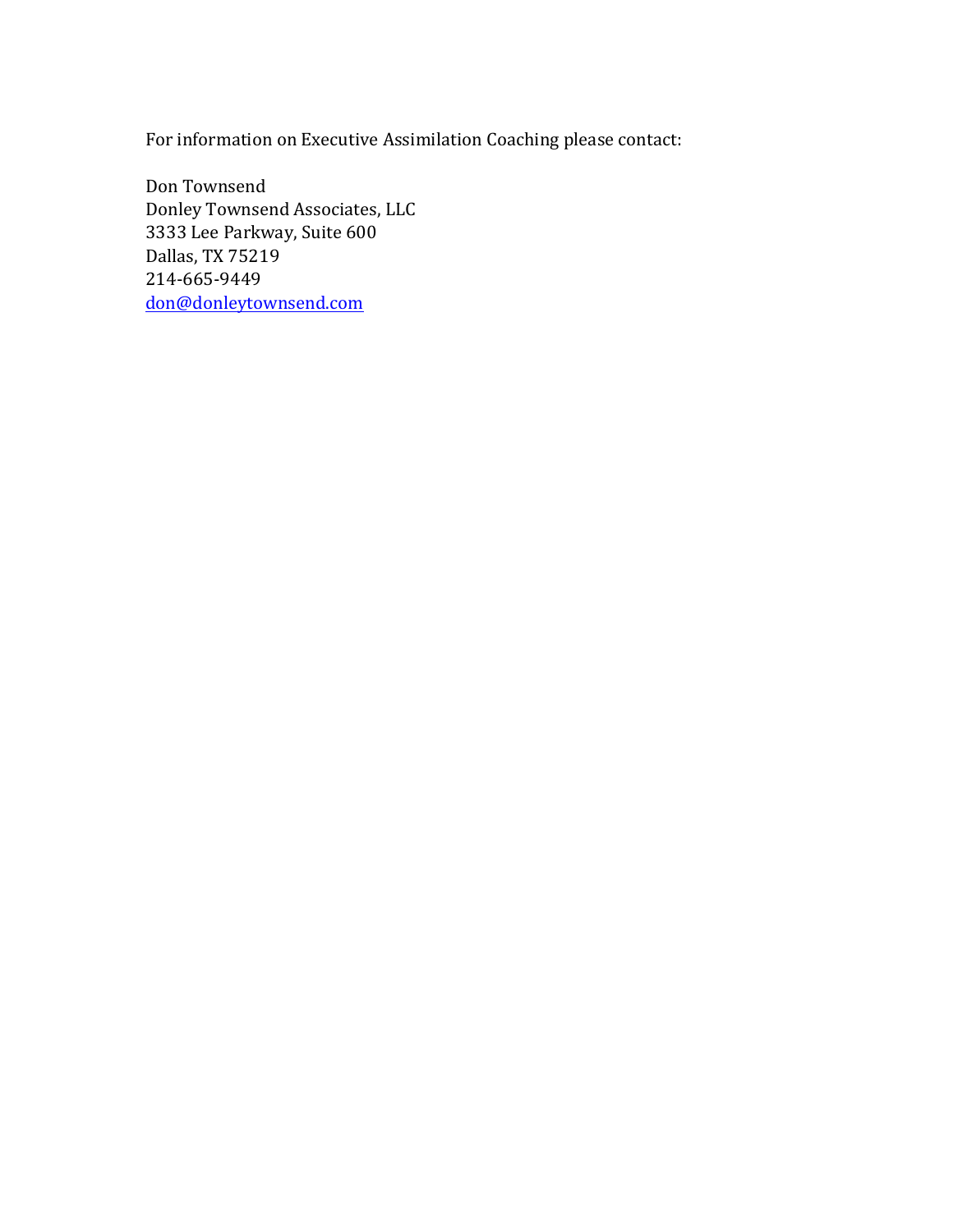For information on Executive Assimilation Coaching please contact:

Don Townsend  
Donley Townsend Associates, LLC  
3333 Lee Parkway, Suite 600  
Dallas, TX 75219  
214-665-9449  
don@donleytownsend.com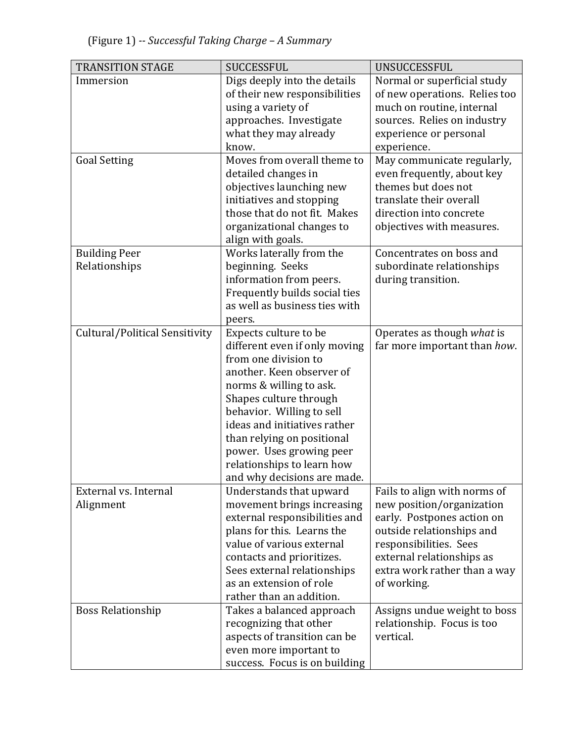(Figure 1) -- *Successful Taking Charge – A Summary*

| TRANSITION STAGE | SUCCESSFUL | UNSUCCESSFUL |
| --- | --- | --- |
| Immersion | Digs deeply into the details of their new responsibilities using a variety of approaches. Investigate what they may already know. | Normal or superficial study of new operations. Relies too much on routine, internal sources. Relies on industry experience or personal experience. |
| Goal Setting | Moves from overall theme to detailed changes in objectives launching new initiatives and stopping those that do not fit. Makes organizational changes to align with goals. | May communicate regularly, even frequently, about key themes but does not translate their overall direction into concrete objectives with measures. |
| Building Peer Relationships | Works laterally from the beginning. Seeks information from peers. Frequently builds social ties as well as business ties with peers. | Concentrates on boss and subordinate relationships during transition. |
| Cultural/Political Sensitivity | Expects culture to be different even if only moving from one division to another. Keen observer of norms & willing to ask. Shapes culture through behavior. Willing to sell ideas and initiatives rather than relying on positional power. Uses growing peer relationships to learn how and why decisions are made. | Operates as though *what* is far more important than *how*. |
| External vs. Internal Alignment | Understands that upward movement brings increasing external responsibilities and plans for this. Learns the value of various external contacts and prioritizes. Sees external relationships as an extension of role rather than an addition. | Fails to align with norms of new position/organization early. Postpones action on outside relationships and responsibilities. Sees external relationships as extra work rather than a way of working. |
| Boss Relationship | Takes a balanced approach recognizing that other aspects of transition can be even more important to success. Focus is on building | Assigns undue weight to boss relationship. Focus is too vertical. |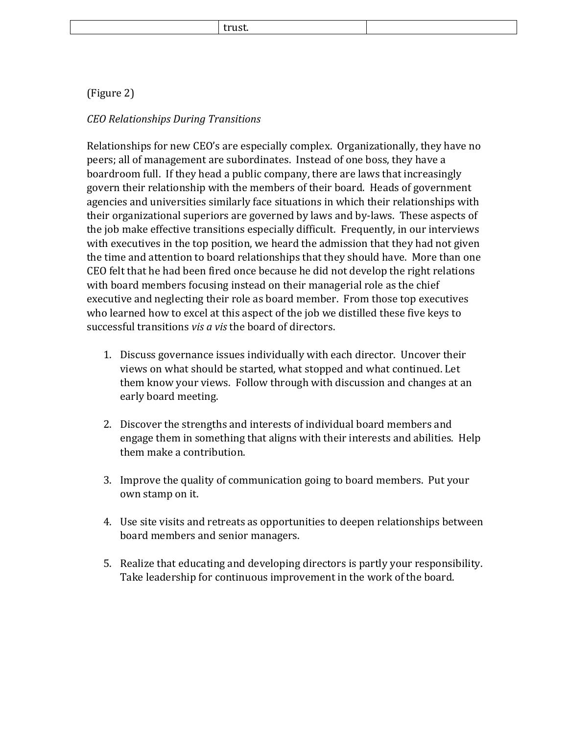| | | |
|---|---|---|
| | trust. | |

(Figure 2)

*CEO Relationships During Transitions*

Relationships for new CEO's are especially complex. Organizationally, they have no peers; all of management are subordinates. Instead of one boss, they have a boardroom full. If they head a public company, there are laws that increasingly govern their relationship with the members of their board. Heads of government agencies and universities similarly face situations in which their relationships with their organizational superiors are governed by laws and by-laws. These aspects of the job make effective transitions especially difficult. Frequently, in our interviews with executives in the top position, we heard the admission that they had not given the time and attention to board relationships that they should have. More than one CEO felt that he had been fired once because he did not develop the right relations with board members focusing instead on their managerial role as the chief executive and neglecting their role as board member. From those top executives who learned how to excel at this aspect of the job we distilled these five keys to successful transitions *vis a vis* the board of directors.

1. Discuss governance issues individually with each director. Uncover their views on what should be started, what stopped and what continued. Let them know your views. Follow through with discussion and changes at an early board meeting.

2. Discover the strengths and interests of individual board members and engage them in something that aligns with their interests and abilities. Help them make a contribution.

3. Improve the quality of communication going to board members. Put your own stamp on it.

4. Use site visits and retreats as opportunities to deepen relationships between board members and senior managers.

5. Realize that educating and developing directors is partly your responsibility. Take leadership for continuous improvement in the work of the board.